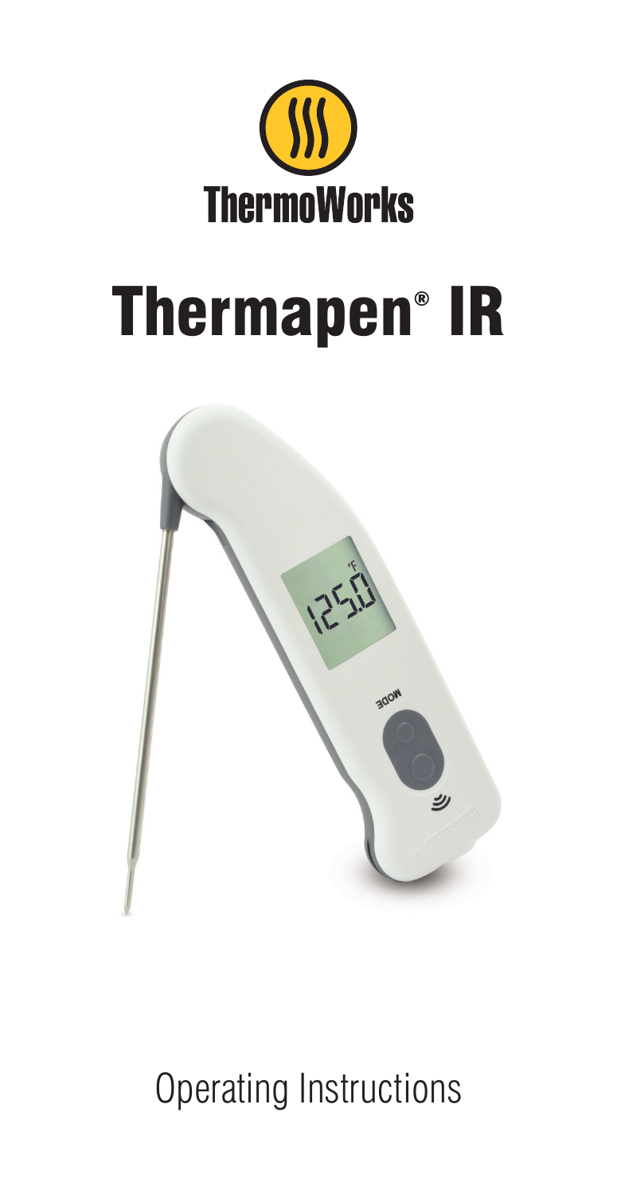ThermoWorks

# Thermapen® IR

Operating Instructions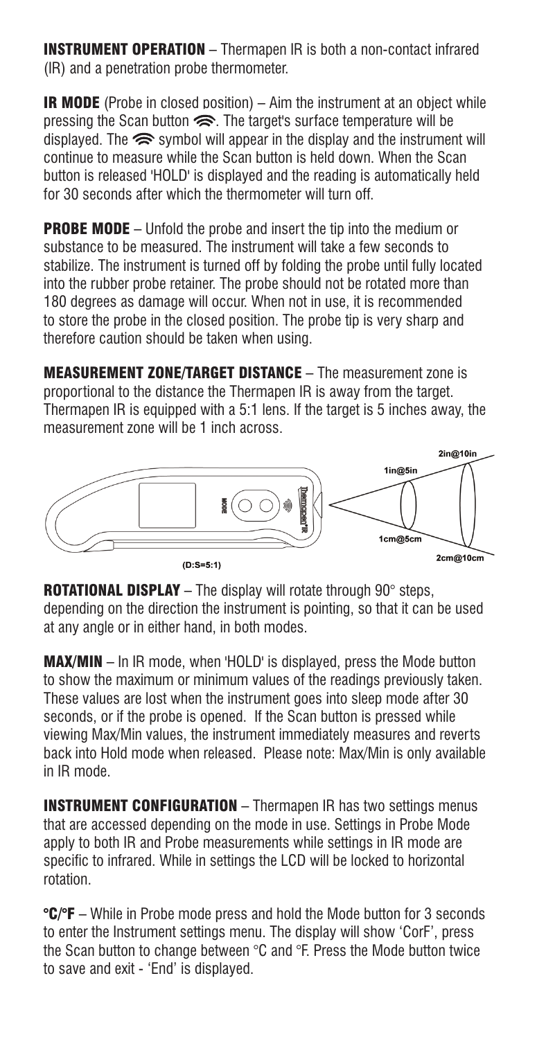**INSTRUMENT OPERATION** – Thermapen IR is both a non-contact infrared (IR) and a penetration probe thermometer.

**IR MODE** (Probe in closed position) – Aim the instrument at an object while pressing the Scan button. The target's surface temperature will be displayed. The symbol will appear in the display and the instrument will continue to measure while the Scan button is held down. When the Scan button is released 'HOLD' is displayed and the reading is automatically held for 30 seconds after which the thermometer will turn off.

**PROBE MODE** – Unfold the probe and insert the tip into the medium or substance to be measured. The instrument will take a few seconds to stabilize. The instrument is turned off by folding the probe until fully located into the rubber probe retainer. The probe should not be rotated more than 180 degrees as damage will occur. When not in use, it is recommended to store the probe in the closed position. The probe tip is very sharp and therefore caution should be taken when using.

**MEASUREMENT ZONE/TARGET DISTANCE** – The measurement zone is proportional to the distance the Thermapen IR is away from the target. Thermapen IR is equipped with a 5:1 lens. If the target is 5 inches away, the measurement zone will be 1 inch across.

1in@5in
2in@10in
1cm@5cm
2cm@10cm
(D:S=5:1)

**ROTATIONAL DISPLAY** – The display will rotate through 90° steps, depending on the direction the instrument is pointing, so that it can be used at any angle or in either hand, in both modes.

**MAX/MIN** – In IR mode, when 'HOLD' is displayed, press the Mode button to show the maximum or minimum values of the readings previously taken. These values are lost when the instrument goes into sleep mode after 30 seconds, or if the probe is opened. If the Scan button is pressed while viewing Max/Min values, the instrument immediately measures and reverts back into Hold mode when released. Please note: Max/Min is only available in IR mode.

**INSTRUMENT CONFIGURATION** – Thermapen IR has two settings menus that are accessed depending on the mode in use. Settings in Probe Mode apply to both IR and Probe measurements while settings in IR mode are specific to infrared. While in settings the LCD will be locked to horizontal rotation.

**°C/°F** – While in Probe mode press and hold the Mode button for 3 seconds to enter the Instrument settings menu. The display will show 'CorF', press the Scan button to change between °C and °F. Press the Mode button twice to save and exit - 'End' is displayed.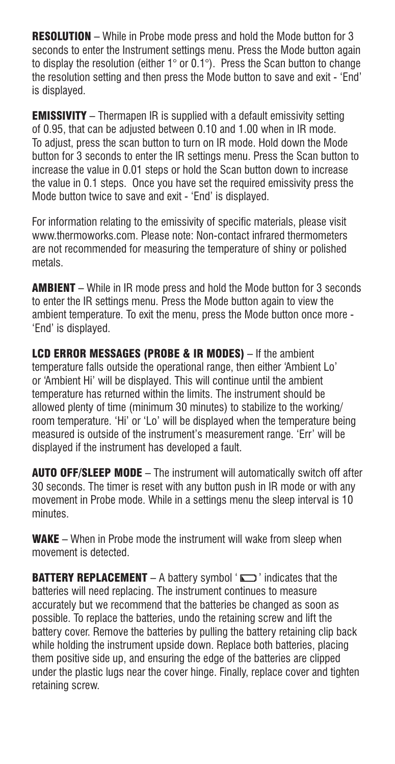**RESOLUTION** – While in Probe mode press and hold the Mode button for 3 seconds to enter the Instrument settings menu. Press the Mode button again to display the resolution (either 1° or 0.1°). Press the Scan button to change the resolution setting and then press the Mode button to save and exit - 'End' is displayed.

**EMISSIVITY** – Thermapen IR is supplied with a default emissivity setting of 0.95, that can be adjusted between 0.10 and 1.00 when in IR mode. To adjust, press the scan button to turn on IR mode. Hold down the Mode button for 3 seconds to enter the IR settings menu. Press the Scan button to increase the value in 0.01 steps or hold the Scan button down to increase the value in 0.1 steps. Once you have set the required emissivity press the Mode button twice to save and exit - 'End' is displayed.

For information relating to the emissivity of specific materials, please visit www.thermoworks.com. Please note: Non-contact infrared thermometers are not recommended for measuring the temperature of shiny or polished metals.

**AMBIENT** – While in IR mode press and hold the Mode button for 3 seconds to enter the IR settings menu. Press the Mode button again to view the ambient temperature. To exit the menu, press the Mode button once more - 'End' is displayed.

**LCD ERROR MESSAGES (PROBE & IR MODES)** – If the ambient temperature falls outside the operational range, then either 'Ambient Lo' or 'Ambient Hi' will be displayed. This will continue until the ambient temperature has returned within the limits. The instrument should be allowed plenty of time (minimum 30 minutes) to stabilize to the working/ room temperature. 'Hi' or 'Lo' will be displayed when the temperature being measured is outside of the instrument's measurement range. 'Err' will be displayed if the instrument has developed a fault.

**AUTO OFF/SLEEP MODE** – The instrument will automatically switch off after 30 seconds. The timer is reset with any button push in IR mode or with any movement in Probe mode. While in a settings menu the sleep interval is 10 minutes.

**WAKE** – When in Probe mode the instrument will wake from sleep when movement is detected.

**BATTERY REPLACEMENT** – A battery symbol ' ▭ ' indicates that the batteries will need replacing. The instrument continues to measure accurately but we recommend that the batteries be changed as soon as possible. To replace the batteries, undo the retaining screw and lift the battery cover. Remove the batteries by pulling the battery retaining clip back while holding the instrument upside down. Replace both batteries, placing them positive side up, and ensuring the edge of the batteries are clipped under the plastic lugs near the cover hinge. Finally, replace cover and tighten retaining screw.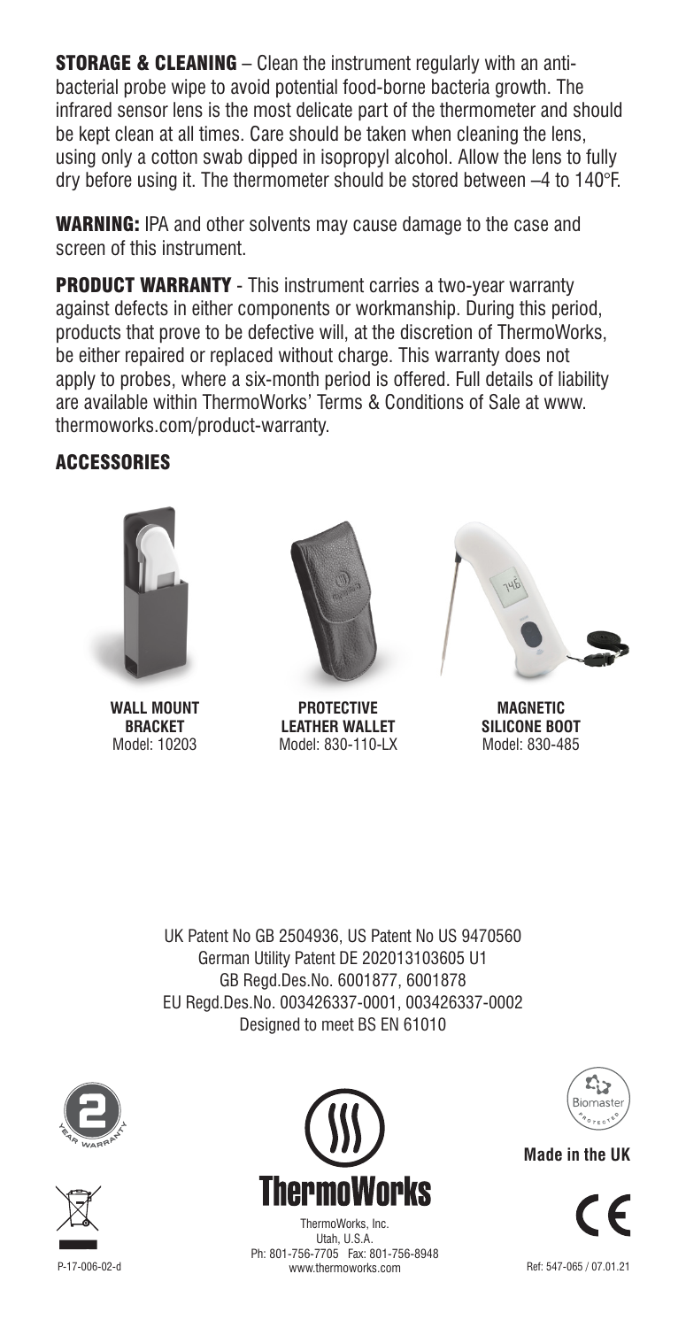**STORAGE & CLEANING** – Clean the instrument regularly with an anti-bacterial probe wipe to avoid potential food-borne bacteria growth. The infrared sensor lens is the most delicate part of the thermometer and should be kept clean at all times. Care should be taken when cleaning the lens, using only a cotton swab dipped in isopropyl alcohol. Allow the lens to fully dry before using it. The thermometer should be stored between –4 to 140°F.

**WARNING:** IPA and other solvents may cause damage to the case and screen of this instrument.

**PRODUCT WARRANTY** - This instrument carries a two-year warranty against defects in either components or workmanship. During this period, products that prove to be defective will, at the discretion of ThermoWorks, be either repaired or replaced without charge. This warranty does not apply to probes, where a six-month period is offered. Full details of liability are available within ThermoWorks' Terms & Conditions of Sale at www.thermoworks.com/product-warranty.

## ACCESSORIES

**WALL MOUNT BRACKET**
Model: 10203

**PROTECTIVE LEATHER WALLET**
Model: 830-110-LX

**MAGNETIC SILICONE BOOT**
Model: 830-485

UK Patent No GB 2504936, US Patent No US 9470560
German Utility Patent DE 202013103605 U1
GB Regd.Des.No. 6001877, 6001878
EU Regd.Des.No. 003426337-0001, 003426337-0002
Designed to meet BS EN 61010

**Made in the UK**

ThermoWorks, Inc.
Utah, U.S.A.
Ph: 801-756-7705 Fax: 801-756-8948
www.thermoworks.com

P-17-006-02-d

Ref: 547-065 / 07.01.21